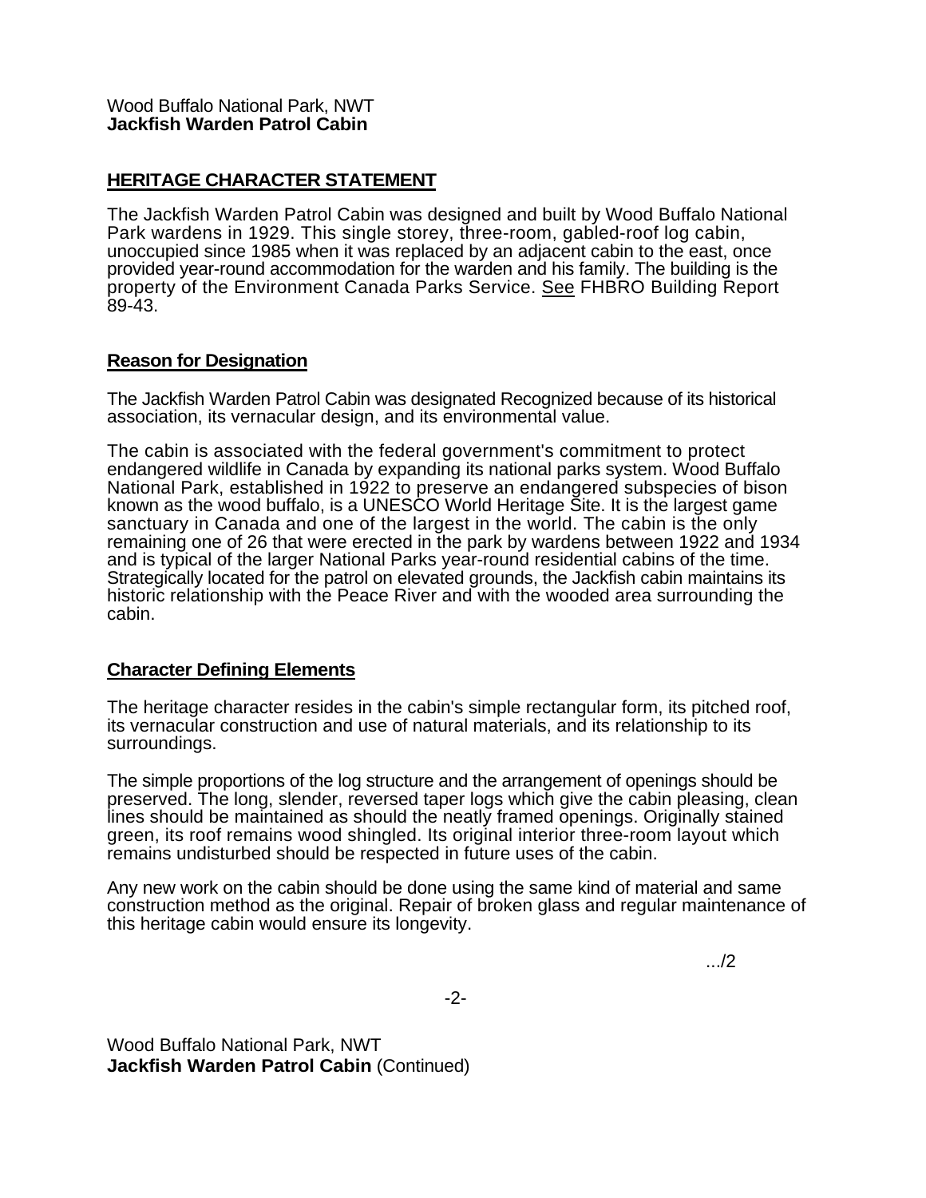Wood Buffalo National Park, NWT
**Jackfish Warden Patrol Cabin**

## HERITAGE CHARACTER STATEMENT

The Jackfish Warden Patrol Cabin was designed and built by Wood Buffalo National Park wardens in 1929. This single storey, three-room, gabled-roof log cabin, unoccupied since 1985 when it was replaced by an adjacent cabin to the east, once provided year-round accommodation for the warden and his family. The building is the property of the Environment Canada Parks Service. See FHBRO Building Report 89-43.

### Reason for Designation

The Jackfish Warden Patrol Cabin was designated Recognized because of its historical association, its vernacular design, and its environmental value.

The cabin is associated with the federal government's commitment to protect endangered wildlife in Canada by expanding its national parks system. Wood Buffalo National Park, established in 1922 to preserve an endangered subspecies of bison known as the wood buffalo, is a UNESCO World Heritage Site. It is the largest game sanctuary in Canada and one of the largest in the world. The cabin is the only remaining one of 26 that were erected in the park by wardens between 1922 and 1934 and is typical of the larger National Parks year-round residential cabins of the time. Strategically located for the patrol on elevated grounds, the Jackfish cabin maintains its historic relationship with the Peace River and with the wooded area surrounding the cabin.

### Character Defining Elements

The heritage character resides in the cabin's simple rectangular form, its pitched roof, its vernacular construction and use of natural materials, and its relationship to its surroundings.

The simple proportions of the log structure and the arrangement of openings should be preserved. The long, slender, reversed taper logs which give the cabin pleasing, clean lines should be maintained as should the neatly framed openings. Originally stained green, its roof remains wood shingled. Its original interior three-room layout which remains undisturbed should be respected in future uses of the cabin.

Any new work on the cabin should be done using the same kind of material and same construction method as the original. Repair of broken glass and regular maintenance of this heritage cabin would ensure its longevity.

.../2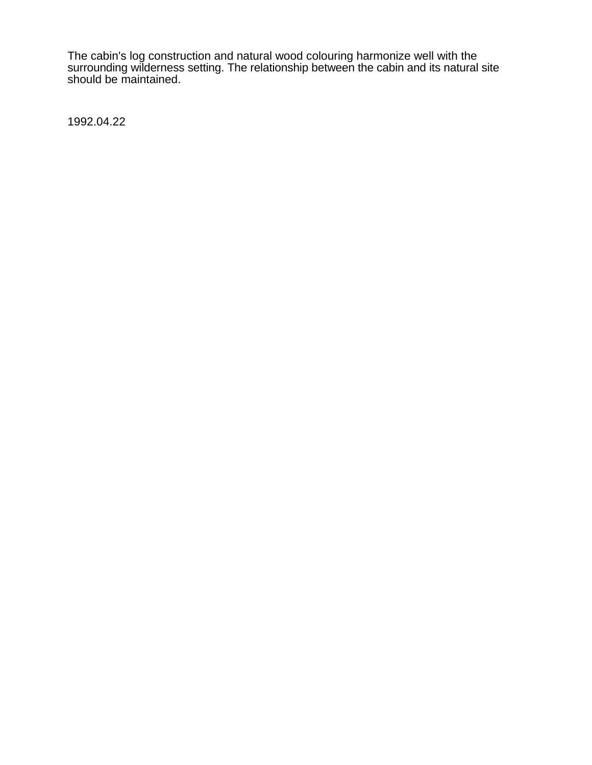The cabin's log construction and natural wood colouring harmonize well with the surrounding wilderness setting. The relationship between the cabin and its natural site should be maintained.

1992.04.22